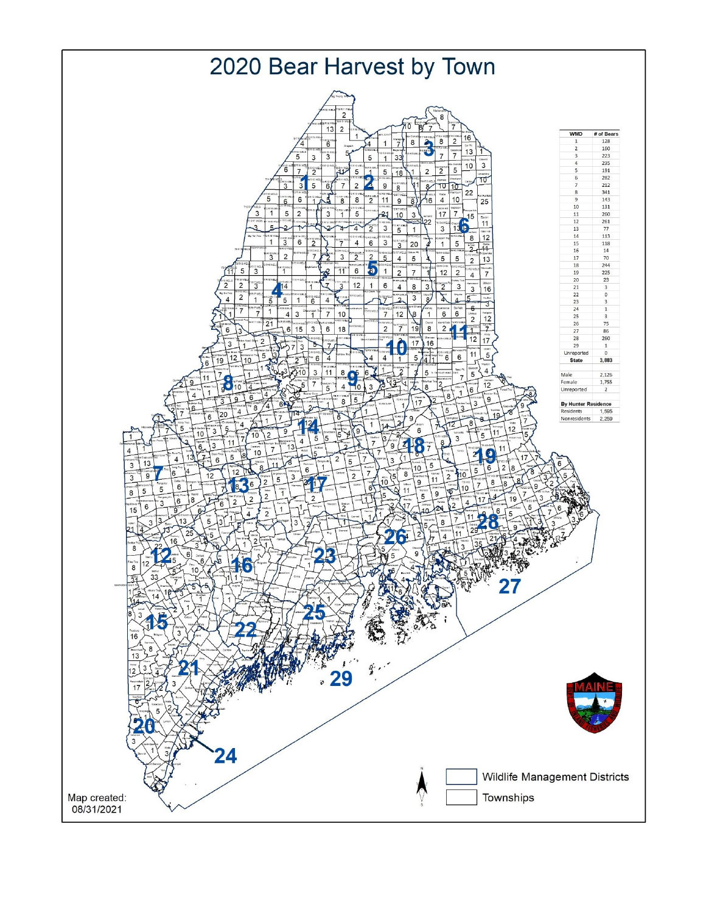# 2020 Bear Harvest by Town

| WMD | # of Bears |
|---|---|
| 1 | 128 |
| 2 | 160 |
| 3 | 223 |
| 4 | 235 |
| 5 | 191 |
| 6 | 282 |
| 7 | 212 |
| 8 | 341 |
| 9 | 143 |
| 10 | 131 |
| 11 | 260 |
| 12 | 261 |
| 13 | 77 |
| 14 | 113 |
| 15 | 118 |
| 16 | 14 |
| 17 | 70 |
| 18 | 244 |
| 19 | 225 |
| 20 | 23 |
| 21 | 3 |
| 22 | 0 |
| 23 | 3 |
| 24 | 1 |
| 25 | 3 |
| 26 | 75 |
| 27 | 86 |
| 28 | 260 |
| 29 | 1 |
| Unreported | 0 |
| **State** | **3,883** |

| | |
|---|---|
| Male | 2,126 |
| Female | 1,755 |
| Unreported | 2 |

| By Hunter Residence | |
|---|---|
| Residents | 1,595 |
| Nonresidents | 2,259 |

Wildlife Management Districts

Townships

Map created: 08/31/2021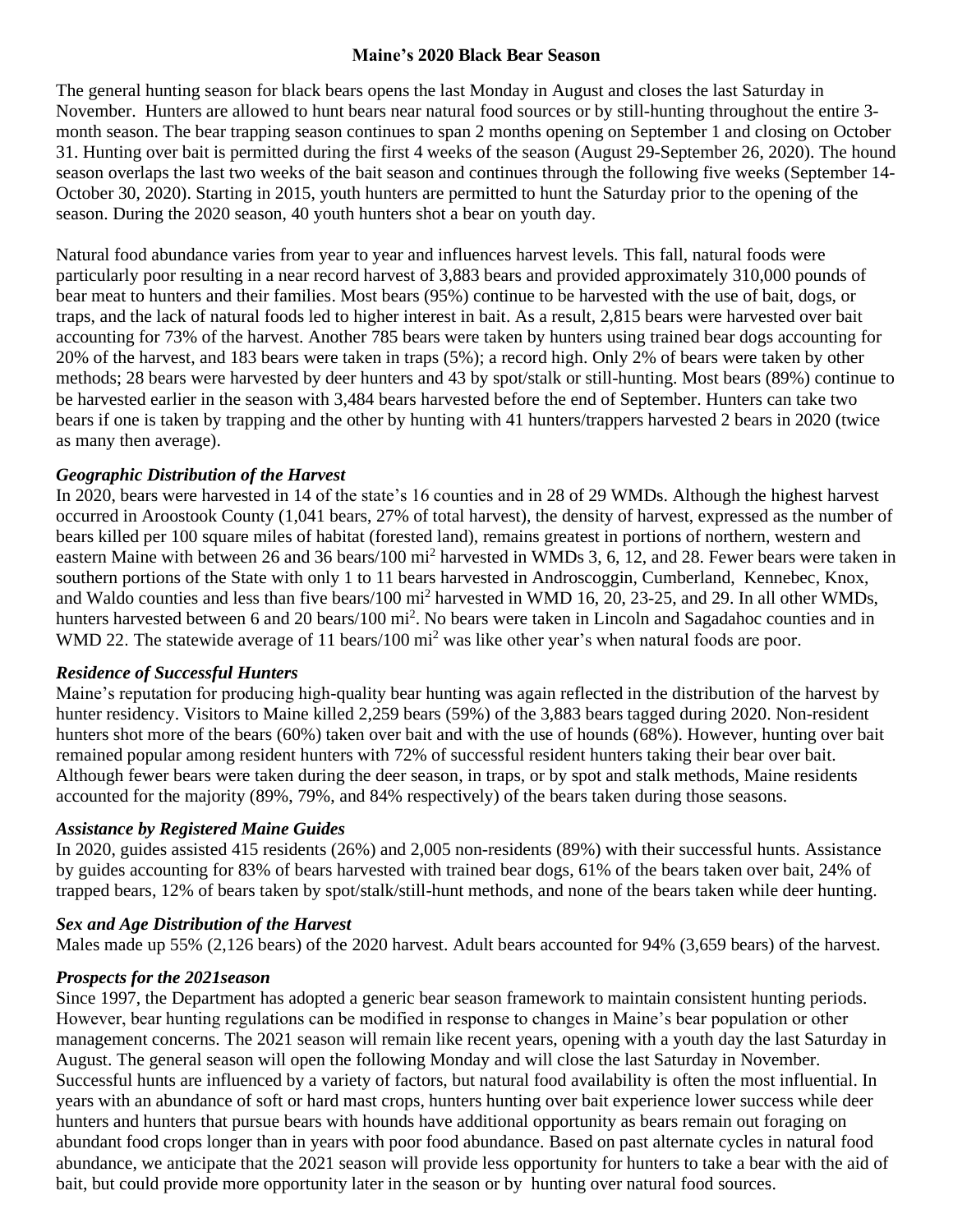# Maine's 2020 Black Bear Season

The general hunting season for black bears opens the last Monday in August and closes the last Saturday in November. Hunters are allowed to hunt bears near natural food sources or by still-hunting throughout the entire 3-month season. The bear trapping season continues to span 2 months opening on September 1 and closing on October 31. Hunting over bait is permitted during the first 4 weeks of the season (August 29-September 26, 2020). The hound season overlaps the last two weeks of the bait season and continues through the following five weeks (September 14-October 30, 2020). Starting in 2015, youth hunters are permitted to hunt the Saturday prior to the opening of the season. During the 2020 season, 40 youth hunters shot a bear on youth day.

Natural food abundance varies from year to year and influences harvest levels. This fall, natural foods were particularly poor resulting in a near record harvest of 3,883 bears and provided approximately 310,000 pounds of bear meat to hunters and their families. Most bears (95%) continue to be harvested with the use of bait, dogs, or traps, and the lack of natural foods led to higher interest in bait. As a result, 2,815 bears were harvested over bait accounting for 73% of the harvest. Another 785 bears were taken by hunters using trained bear dogs accounting for 20% of the harvest, and 183 bears were taken in traps (5%); a record high. Only 2% of bears were taken by other methods; 28 bears were harvested by deer hunters and 43 by spot/stalk or still-hunting. Most bears (89%) continue to be harvested earlier in the season with 3,484 bears harvested before the end of September. Hunters can take two bears if one is taken by trapping and the other by hunting with 41 hunters/trappers harvested 2 bears in 2020 (twice as many then average).

### *Geographic Distribution of the Harvest*

In 2020, bears were harvested in 14 of the state's 16 counties and in 28 of 29 WMDs. Although the highest harvest occurred in Aroostook County (1,041 bears, 27% of total harvest), the density of harvest, expressed as the number of bears killed per 100 square miles of habitat (forested land), remains greatest in portions of northern, western and eastern Maine with between 26 and 36 bears/100 mi$^2$ harvested in WMDs 3, 6, 12, and 28. Fewer bears were taken in southern portions of the State with only 1 to 11 bears harvested in Androscoggin, Cumberland, Kennebec, Knox, and Waldo counties and less than five bears/100 mi$^2$ harvested in WMD 16, 20, 23-25, and 29. In all other WMDs, hunters harvested between 6 and 20 bears/100 mi$^2$. No bears were taken in Lincoln and Sagadahoc counties and in WMD 22. The statewide average of 11 bears/100 mi$^2$ was like other year's when natural foods are poor.

### *Residence of Successful Hunters*

Maine's reputation for producing high-quality bear hunting was again reflected in the distribution of the harvest by hunter residency. Visitors to Maine killed 2,259 bears (59%) of the 3,883 bears tagged during 2020. Non-resident hunters shot more of the bears (60%) taken over bait and with the use of hounds (68%). However, hunting over bait remained popular among resident hunters with 72% of successful resident hunters taking their bear over bait. Although fewer bears were taken during the deer season, in traps, or by spot and stalk methods, Maine residents accounted for the majority (89%, 79%, and 84% respectively) of the bears taken during those seasons.

### *Assistance by Registered Maine Guides*

In 2020, guides assisted 415 residents (26%) and 2,005 non-residents (89%) with their successful hunts. Assistance by guides accounting for 83% of bears harvested with trained bear dogs, 61% of the bears taken over bait, 24% of trapped bears, 12% of bears taken by spot/stalk/still-hunt methods, and none of the bears taken while deer hunting.

### *Sex and Age Distribution of the Harvest*

Males made up 55% (2,126 bears) of the 2020 harvest. Adult bears accounted for 94% (3,659 bears) of the harvest.

### *Prospects for the 2021season*

Since 1997, the Department has adopted a generic bear season framework to maintain consistent hunting periods. However, bear hunting regulations can be modified in response to changes in Maine's bear population or other management concerns. The 2021 season will remain like recent years, opening with a youth day the last Saturday in August. The general season will open the following Monday and will close the last Saturday in November. Successful hunts are influenced by a variety of factors, but natural food availability is often the most influential. In years with an abundance of soft or hard mast crops, hunters hunting over bait experience lower success while deer hunters and hunters that pursue bears with hounds have additional opportunity as bears remain out foraging on abundant food crops longer than in years with poor food abundance. Based on past alternate cycles in natural food abundance, we anticipate that the 2021 season will provide less opportunity for hunters to take a bear with the aid of bait, but could provide more opportunity later in the season or by hunting over natural food sources.